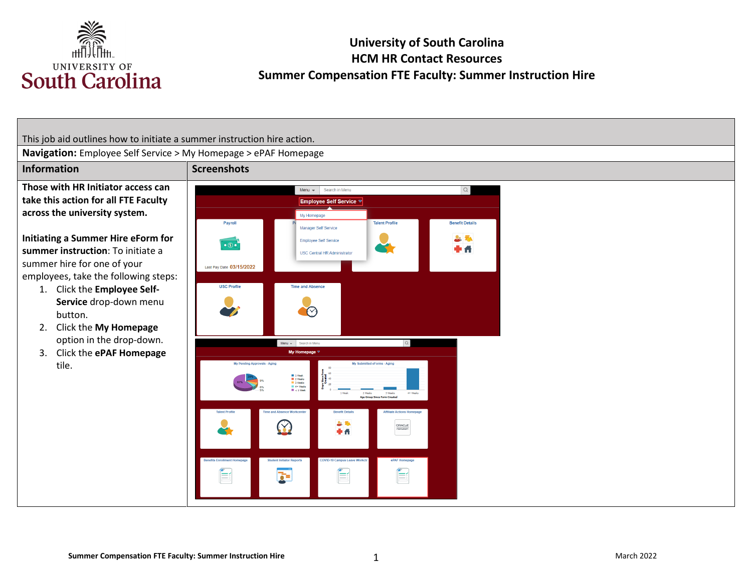# University of South Carolina
## HCM HR Contact Resources
## Summer Compensation FTE Faculty: Summer Instruction Hire

This job aid outlines how to initiate a summer instruction hire action.

**Navigation:** Employee Self Service > My Homepage > ePAF Homepage

| Information | Screenshots |
|---|---|
| **Those with HR Initiator access can take this action for all FTE Faculty across the university system.**<br><br>**Initiating a Summer Hire eForm for summer instruction**: To initiate a summer hire for one of your employees, take the following steps:<br>1. Click the **Employee Self-Service** drop-down menu button.<br>2. Click the **My Homepage** option in the drop-down.<br>3. Click the **ePAF Homepage** tile. | |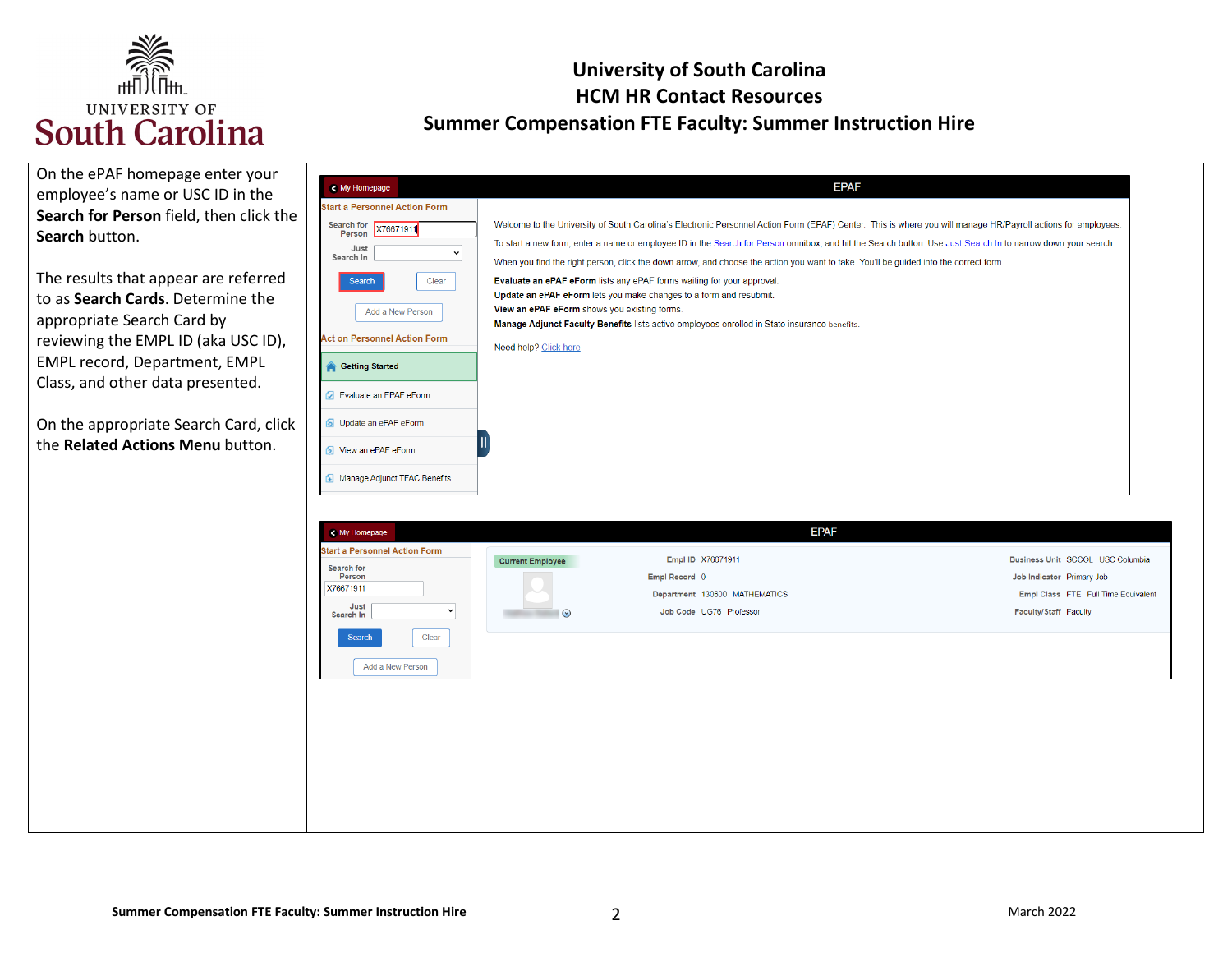# University of South Carolina
## HCM HR Contact Resources
## Summer Compensation FTE Faculty: Summer Instruction Hire

On the ePAF homepage enter your employee's name or USC ID in the **Search for Person** field, then click the **Search** button.

The results that appear are referred to as **Search Cards**. Determine the appropriate Search Card by reviewing the EMPL ID (aka USC ID), EMPL record, Department, EMPL Class, and other data presented.

On the appropriate Search Card, click the **Related Actions Menu** button.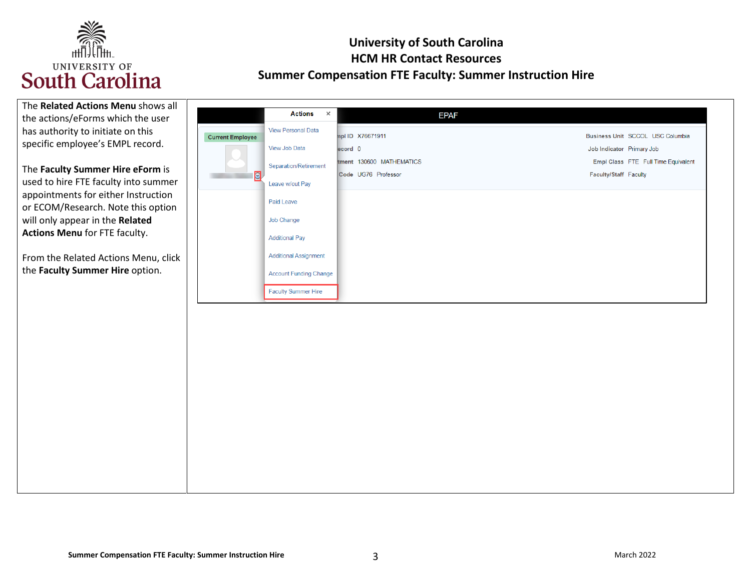# University of South Carolina
## HCM HR Contact Resources
## Summer Compensation FTE Faculty: Summer Instruction Hire

The **Related Actions Menu** shows all the actions/eForms which the user has authority to initiate on this specific employee's EMPL record.

The **Faculty Summer Hire eForm** is used to hire FTE faculty into summer appointments for either Instruction or ECOM/Research. Note this option will only appear in the **Related Actions Menu** for FTE faculty.

From the Related Actions Menu, click the **Faculty Summer Hire** option.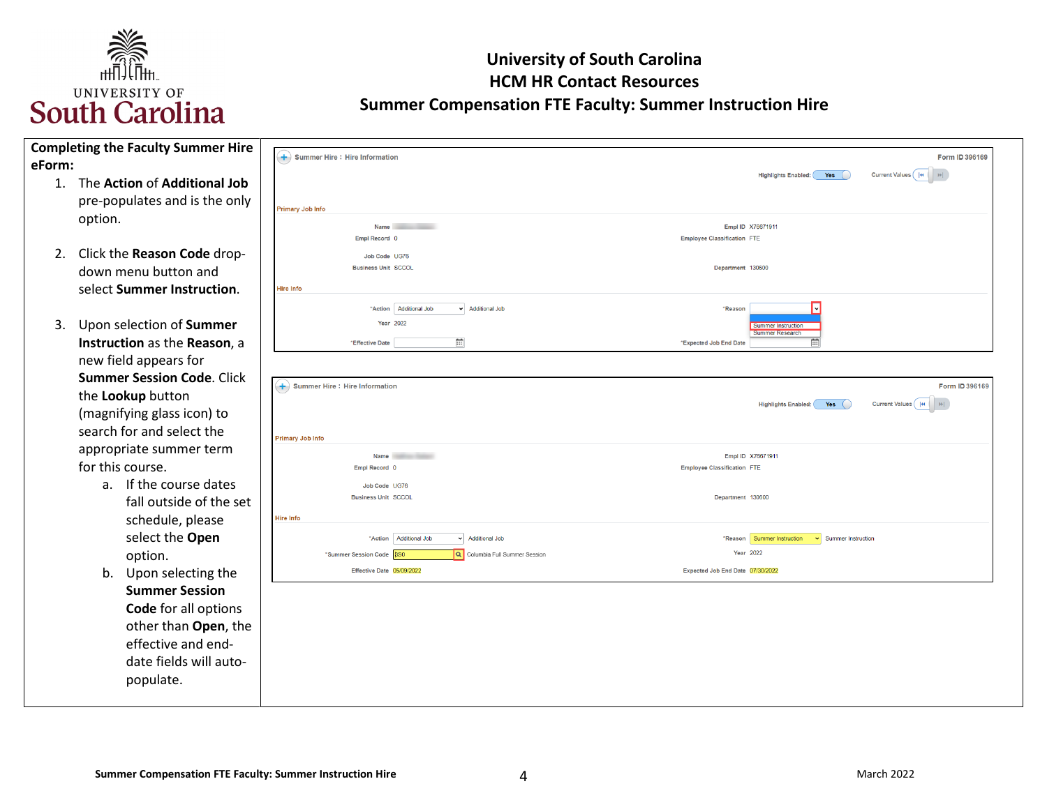**Completing the Faculty Summer Hire eForm:**

1. The **Action** of **Additional Job** pre-populates and is the only option.

2. Click the **Reason Code** drop-down menu button and select **Summer Instruction**.

3. Upon selection of **Summer Instruction** as the **Reason**, a new field appears for **Summer Session Code**. Click the **Lookup** button (magnifying glass icon) to search for and select the appropriate summer term for this course.
    a. If the course dates fall outside of the set schedule, please select the **Open** option.
    b. Upon selecting the **Summer Session Code** for all options other than **Open**, the effective and end-date fields will auto-populate.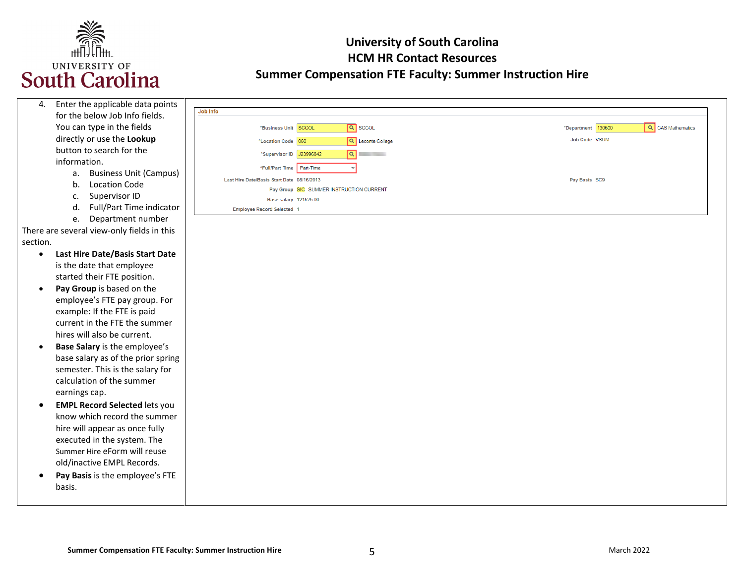4. Enter the applicable data points for the below Job Info fields. You can type in the fields directly or use the **Lookup** button to search for the information.
   a. Business Unit (Campus)
   b. Location Code
   c. Supervisor ID
   d. Full/Part Time indicator
   e. Department number

There are several view-only fields in this section.

- **Last Hire Date/Basis Start Date** is the date that employee started their FTE position.
- **Pay Group** is based on the employee's FTE pay group. For example: If the FTE is paid current in the FTE the summer hires will also be current.
- **Base Salary** is the employee's base salary as of the prior spring semester. This is the salary for calculation of the summer earnings cap.
- **EMPL Record Selected** lets you know which record the summer hire will appear as once fully executed in the system. The Summer Hire eForm will reuse old/inactive EMPL Records.
- **Pay Basis** is the employee's FTE basis.

**Job Info**

| Field | Value | Field | Value |
|---|---|---|---|
| *Business Unit | SCCOL SCCOL | *Department | 130600 CAS Mathematics |
| *Location Code | 060 Leconte College | Job Code | VSUM |
| *Supervisor ID | J23996842 | | |
| *Full/Part Time | Part-Time | | |
| Last Hire Date/Basis Start Date | 08/16/2013 | Pay Basis | SC9 |
| Pay Group | SIC SUMMER INSTRUCTION CURRENT | | |
| Base salary | 121525.00 | | |
| Employee Record Selected | 1 | | |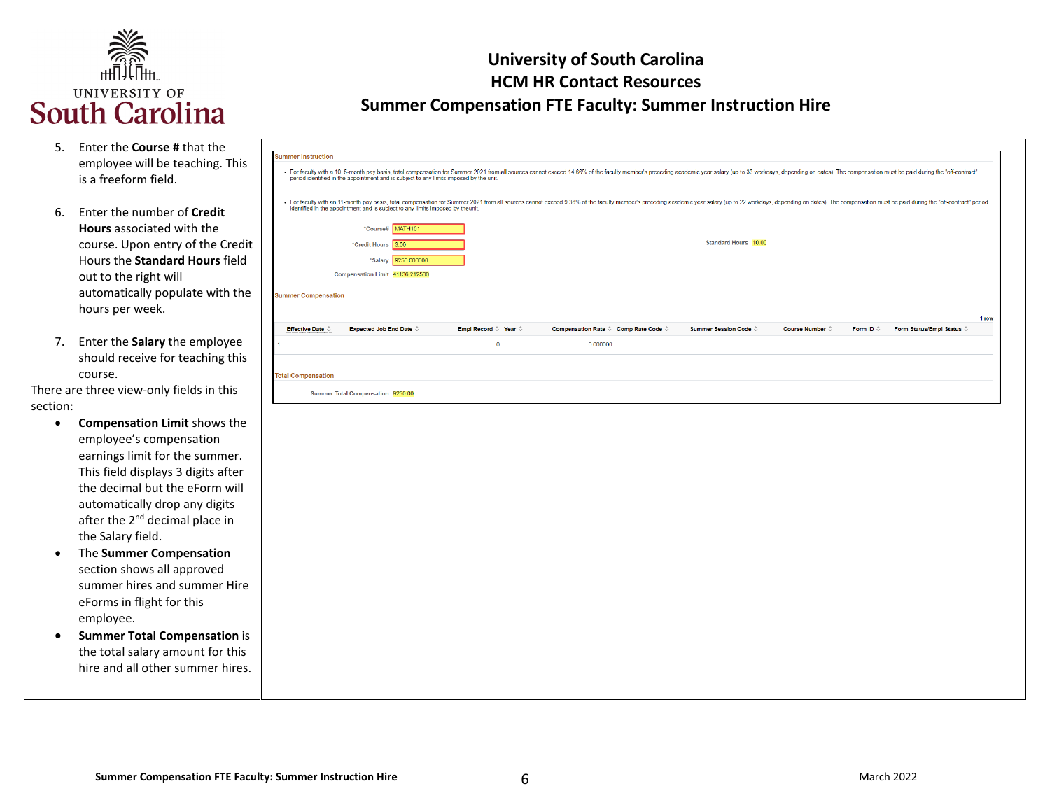5. Enter the **Course #** that the employee will be teaching. This is a freeform field.

6. Enter the number of **Credit Hours** associated with the course. Upon entry of the Credit Hours the **Standard Hours** field out to the right will automatically populate with the hours per week.

7. Enter the **Salary** the employee should receive for teaching this course.

There are three view-only fields in this section:

- **Compensation Limit** shows the employee's compensation earnings limit for the summer. This field displays 3 digits after the decimal but the eForm will automatically drop any digits after the 2nd decimal place in the Salary field.
- The **Summer Compensation** section shows all approved summer hires and summer Hire eForms in flight for this employee.
- **Summer Total Compensation** is the total salary amount for this hire and all other summer hires.

**Summer Instruction**

- For faculty with a 10 .5-month pay basis, total compensation for Summer 2021 from all sources cannot exceed 14.66% of the faculty member's preceding academic year salary (up to 33 workdays, depending on dates). The compensation must be paid during the "off-contract" period identified in the appointment and is subject to any limits imposed by the unit.
- For faculty with an 11-month pay basis, total compensation for Summer 2021 from all sources cannot exceed 9.36% of the faculty member's preceding academic year salary (up to 22 workdays, depending on dates). The compensation must be paid during the "off-contract" period identified in the appointment and is subject to any limits imposed by theunit.

*Course# MATH101

*Credit Hours 3.00 — Standard Hours 10.00

*Salary 9250.000000

Compensation Limit 41136.212500

**Summer Compensation**

1 row

| | Effective Date | Expected Job End Date | Empl Record | Year | Compensation Rate | Comp Rate Code | Summer Session Code | Course Number | Form ID | Form Status/Empl Status |
|---|---|---|---|---|---|---|---|---|---|---|
| 1 | | | 0 | | 0.000000 | | | | | |

**Total Compensation**

Summer Total Compensation 9250.00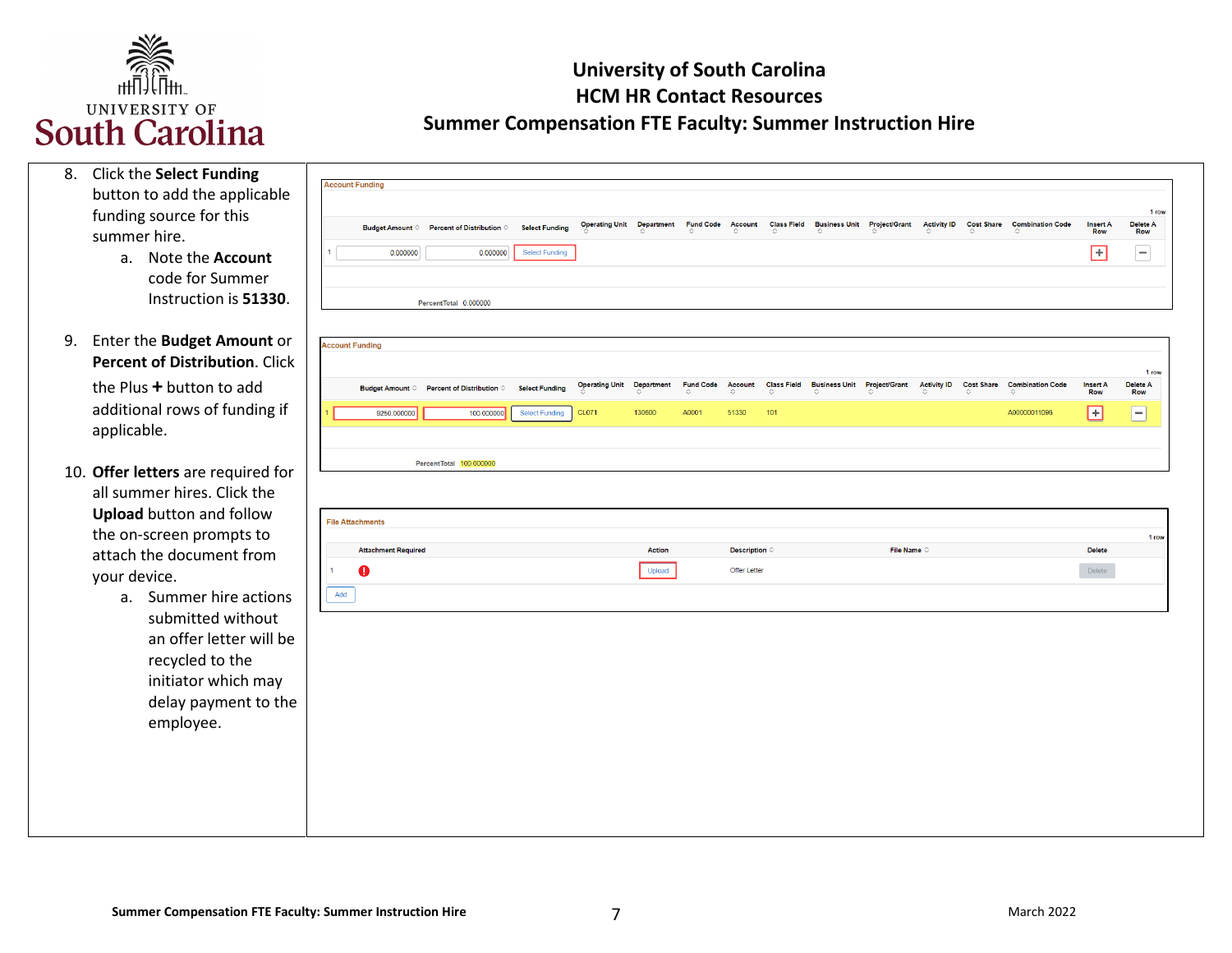# University of South Carolina
## HCM HR Contact Resources
## Summer Compensation FTE Faculty: Summer Instruction Hire

8. Click the **Select Funding** button to add the applicable funding source for this summer hire.
   a. Note the **Account** code for Summer Instruction is **51330**.

9. Enter the **Budget Amount** or **Percent of Distribution**. Click the Plus **+** button to add additional rows of funding if applicable.

10. **Offer letters** are required for all summer hires. Click the **Upload** button and follow the on-screen prompts to attach the document from your device.
    a. Summer hire actions submitted without an offer letter will be recycled to the initiator which may delay payment to the employee.

**Account Funding**

| | Budget Amount | Percent of Distribution | Select Funding | Operating Unit | Department | Fund Code | Account | Class Field | Business Unit | Project/Grant | Activity ID | Cost Share | Combination Code | Insert A Row | Delete A Row |
|---|---|---|---|---|---|---|---|---|---|---|---|---|---|---|---|
| 1 | 0.000000 | 0.000000 | Select Funding | | | | | | | | | | | + | − |

PercentTotal 0.000000

**Account Funding**

| | Budget Amount | Percent of Distribution | Select Funding | Operating Unit | Department | Fund Code | Account | Class Field | Business Unit | Project/Grant | Activity ID | Cost Share | Combination Code | Insert A Row | Delete A Row |
|---|---|---|---|---|---|---|---|---|---|---|---|---|---|---|---|
| 1 | 9250.000000 | 100.000000 | Select Funding | CL071 | 130600 | A0001 | 51330 | 101 | | | | | A00000011096 | + | − |

PercentTotal 100.000000

**File Attachments**

| | Attachment Required | Action | Description | File Name | Delete |
|---|---|---|---|---|---|
| 1 | ! | Upload | Offer Letter | | Delete |

Add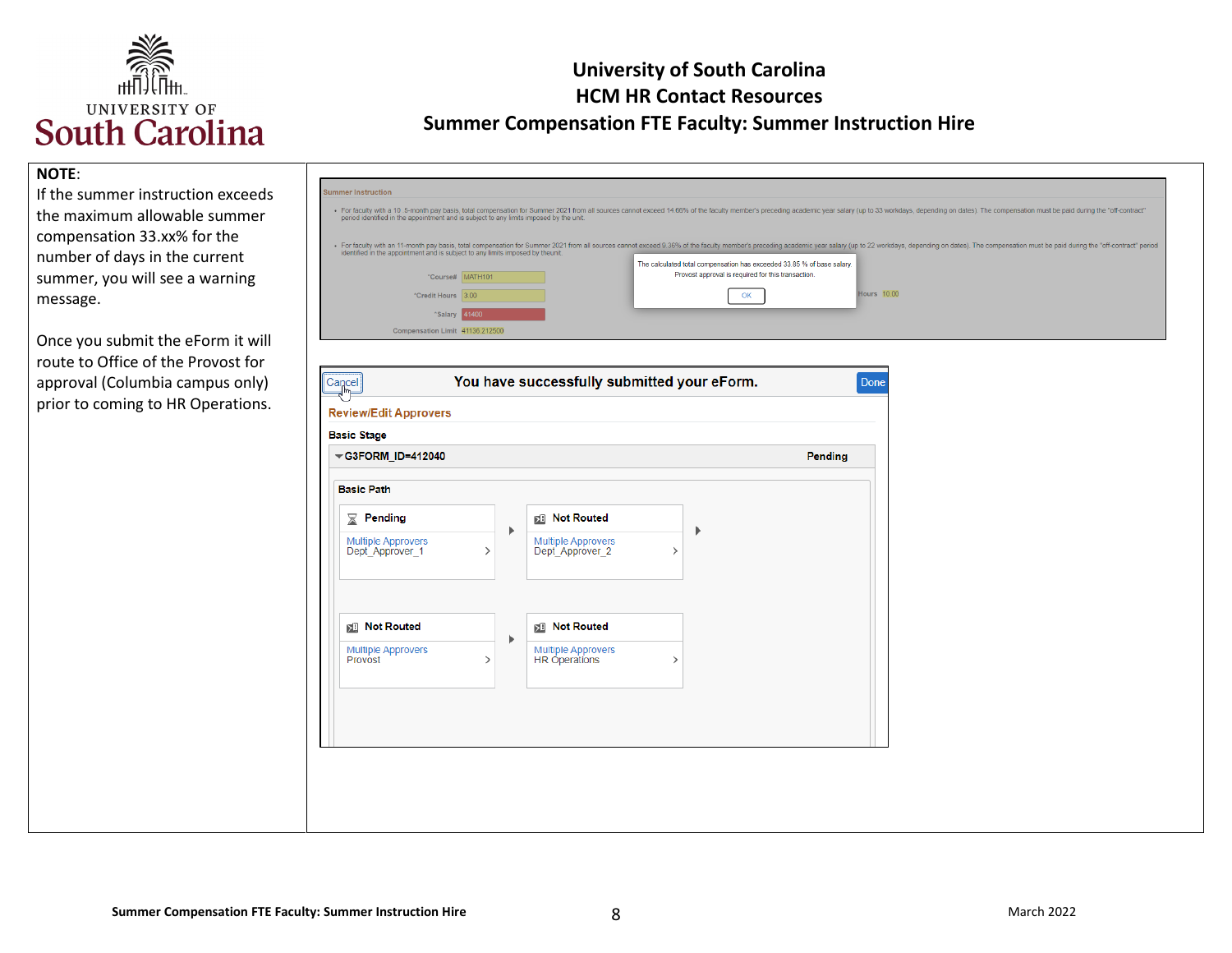**NOTE**:

If the summer instruction exceeds the maximum allowable summer compensation 33.xx% for the number of days in the current summer, you will see a warning message.

Once you submit the eForm it will route to Office of the Provost for approval (Columbia campus only) prior to coming to HR Operations.

Summer Instruction

- For faculty with a 10 .5-month pay basis, total compensation for Summer 2021 from all sources cannot exceed 14.66% of the faculty member's preceding academic year salary (up to 33 workdays, depending on dates). The compensation must be paid during the "off-contract" period identified in the appointment and is subject to any limits imposed by the unit.
- For faculty with an 11-month pay basis, total compensation for Summer 2021 from all sources cannot exceed 9.36% of the faculty member's preceding academic year salary (up to 22 workdays, depending on dates). The compensation must be paid during the "off-contract" period identified in the appointment and is subject to any limits imposed by theunit.

*Course# MATH101

*Credit Hours 3.00

*Salary 41400

Compensation Limit 41136.212500

Hours 10.00

The calculated total compensation has exceeded 33.85 % of base salary. Provost approval is required for this transaction.

OK

Cancel | You have successfully submitted your eForm. | Done

Review/Edit Approvers

Basic Stage

G3FORM_ID=412040 — Pending

Basic Path

| Status | Approvers | Role |
|---|---|---|
| Pending | Multiple Approvers | Dept_Approver_1 |
| Not Routed | Multiple Approvers | Dept_Approver_2 |
| Not Routed | Multiple Approvers | Provost |
| Not Routed | Multiple Approvers | HR Operations |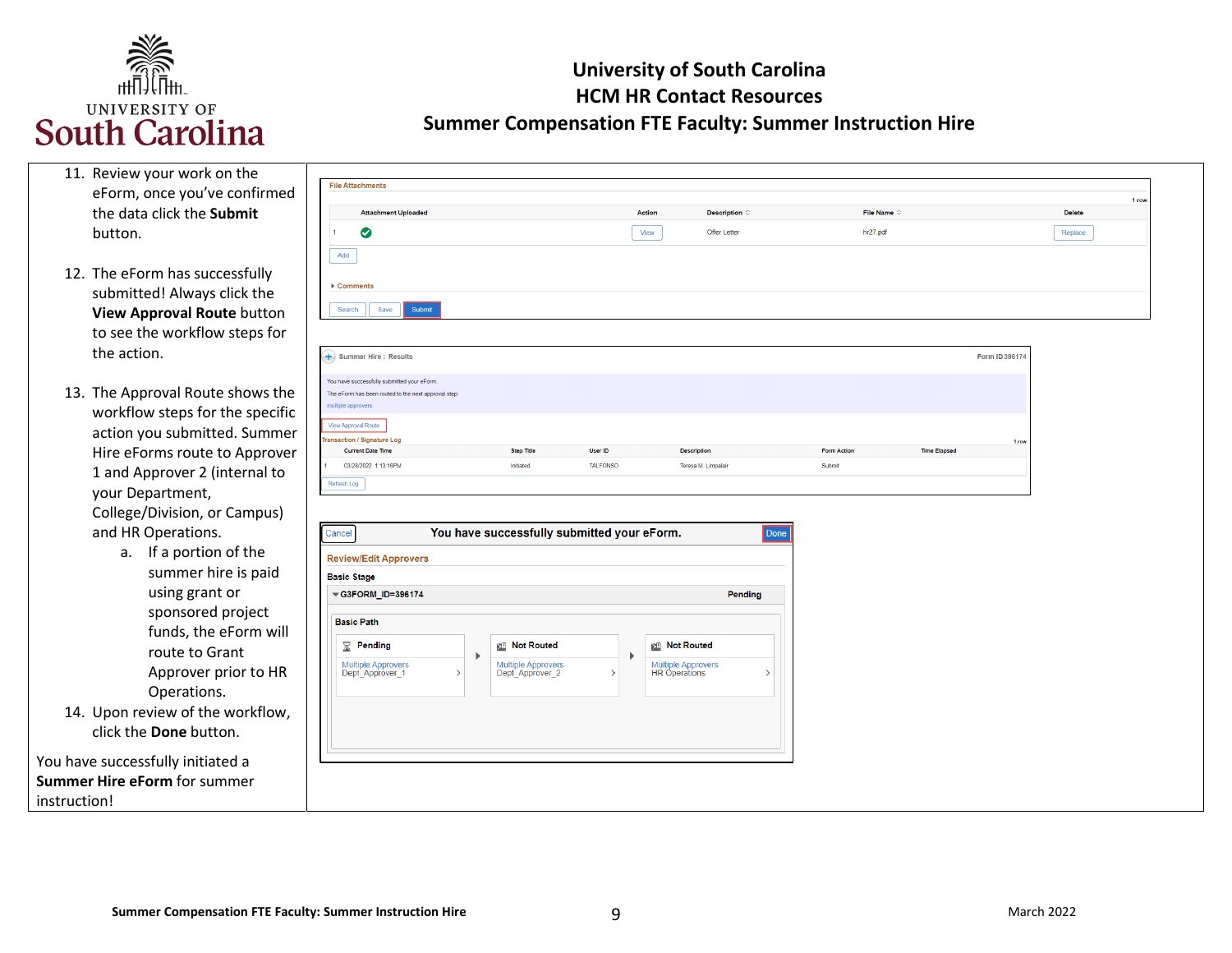# University of South Carolina
## HCM HR Contact Resources
## Summer Compensation FTE Faculty: Summer Instruction Hire

11. Review your work on the eForm, once you've confirmed the data click the **Submit** button.

12. The eForm has successfully submitted! Always click the **View Approval Route** button to see the workflow steps for the action.

13. The Approval Route shows the workflow steps for the specific action you submitted. Summer Hire eForms route to Approver 1 and Approver 2 (internal to your Department, College/Division, or Campus) and HR Operations.
    a. If a portion of the summer hire is paid using grant or sponsored project funds, the eForm will route to Grant Approver prior to HR Operations.

14. Upon review of the workflow, click the **Done** button.

You have successfully initiated a **Summer Hire eForm** for summer instruction!